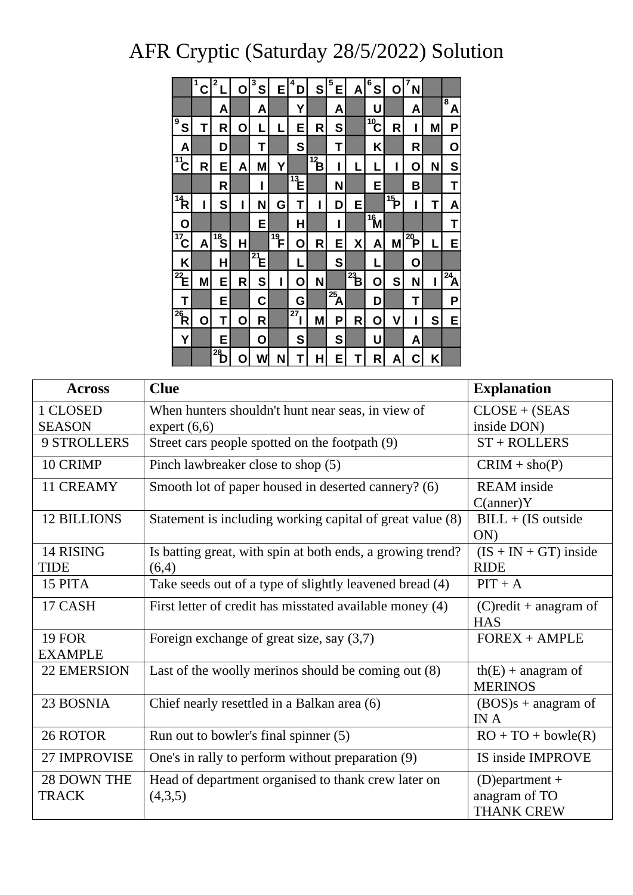# AFR Cryptic (Saturday 28/5/2022) Solution

| | | | | | | | | | | | | | | |
|---|---|---|---|---|---|---|---|---|---|---|---|---|---|---|
| ■ | 1 C | 2 L | O | 3 S | E | 4 D | S | 5 E | A | 6 S | O | 7 N | ■ | ■ |
| ■ | ■ | A | ■ | A | ■ | Y | ■ | A | ■ | U | ■ | A | ■ | 8 A |
| 9 S | T | R | O | L | L | E | R | S | ■ | 10 C | R | I | M | P |
| A | ■ | D | ■ | T | ■ | S | ■ | T | ■ | K | ■ | R | ■ | O |
| 11 C | R | E | A | M | Y | ■ | 12 B | I | L | L | I | O | N | S |
| ■ | ■ | R | ■ | I | ■ | 13 E | ■ | N | ■ | E | ■ | B | ■ | T |
| 14 R | I | S | I | N | G | T | I | D | E | ■ | 15 P | I | T | A |
| O | ■ | ■ | ■ | E | ■ | H | ■ | I | ■ | 16 M | ■ | ■ | ■ | T |
| 17 C | A | 18 S | H | ■ | 19 F | O | R | E | X | A | M | 20 P | L | E |
| K | ■ | H | ■ | 21 E | ■ | L | ■ | S | ■ | L | ■ | O | ■ | ■ |
| 22 E | M | E | R | S | I | O | N | ■ | 23 B | O | S | N | I | 24 A |
| T | ■ | E | ■ | C | ■ | G | ■ | 25 A | ■ | D | ■ | T | ■ | P |
| 26 R | O | T | O | R | ■ | 27 I | M | P | R | O | V | I | S | E |
| Y | ■ | E | ■ | O | ■ | S | ■ | S | ■ | U | ■ | A | ■ | ■ |
| ■ | ■ | 28 D | O | W | N | T | H | E | T | R | A | C | K | ■ |

| Across | Clue | Explanation |
|---|---|---|
| 1 CLOSED SEASON | When hunters shouldn't hunt near seas, in view of expert (6,6) | CLOSE + (SEAS inside DON) |
| 9 STROLLERS | Street cars people spotted on the footpath (9) | ST + ROLLERS |
| 10 CRIMP | Pinch lawbreaker close to shop (5) | CRIM + sho(P) |
| 11 CREAMY | Smooth lot of paper housed in deserted cannery? (6) | REAM inside C(anner)Y |
| 12 BILLIONS | Statement is including working capital of great value (8) | BILL + (IS outside ON) |
| 14 RISING TIDE | Is batting great, with spin at both ends, a growing trend? (6,4) | (IS + IN + GT) inside RIDE |
| 15 PITA | Take seeds out of a type of slightly leavened bread (4) | PIT + A |
| 17 CASH | First letter of credit has misstated available money (4) | (C)redit + anagram of HAS |
| 19 FOR EXAMPLE | Foreign exchange of great size, say (3,7) | FOREX + AMPLE |
| 22 EMERSION | Last of the woolly merinos should be coming out (8) | th(E) + anagram of MERINOS |
| 23 BOSNIA | Chief nearly resettled in a Balkan area (6) | (BOS)s + anagram of IN A |
| 26 ROTOR | Run out to bowler's final spinner (5) | RO + TO + bowle(R) |
| 27 IMPROVISE | One's in rally to perform without preparation (9) | IS inside IMPROVE |
| 28 DOWN THE TRACK | Head of department organised to thank crew later on (4,3,5) | (D)epartment + anagram of TO THANK CREW |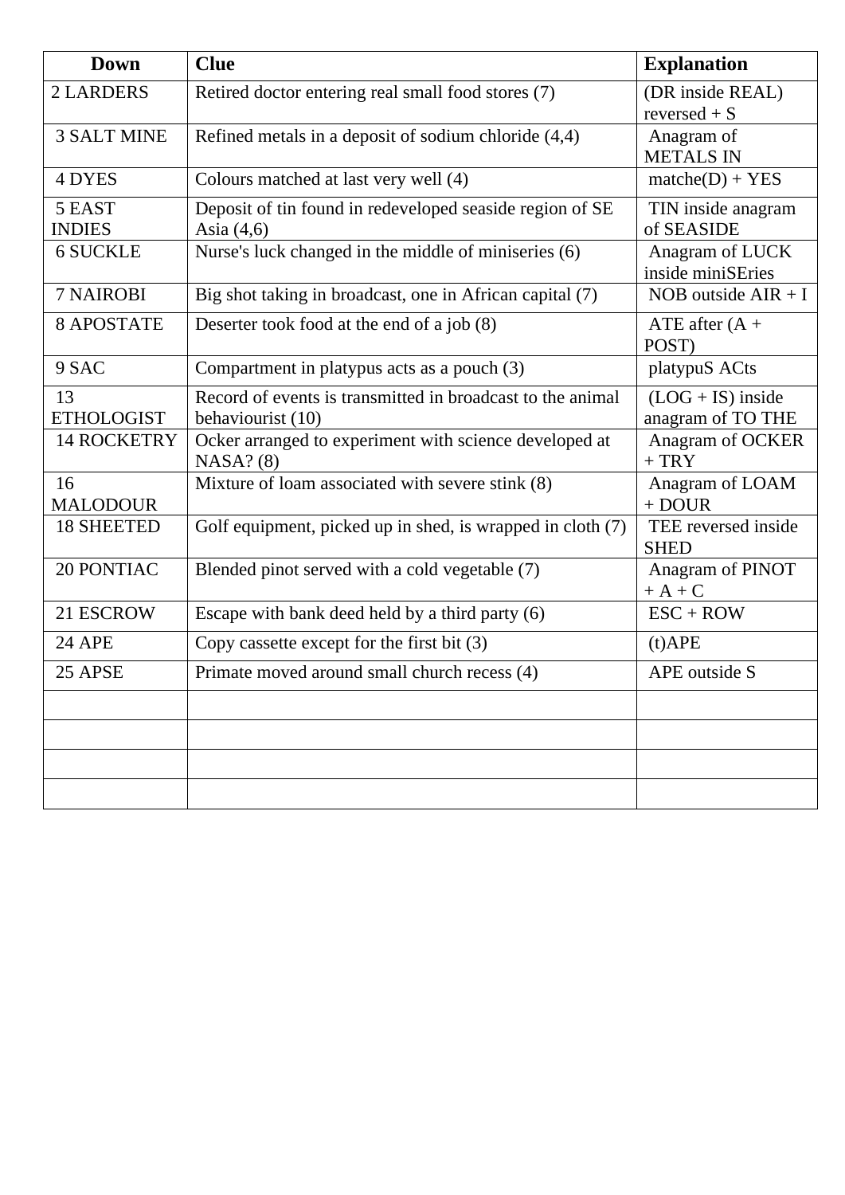| Down | Clue | Explanation |
|---|---|---|
| 2 LARDERS | Retired doctor entering real small food stores (7) | (DR inside REAL) reversed + S |
| 3 SALT MINE | Refined metals in a deposit of sodium chloride (4,4) | Anagram of METALS IN |
| 4 DYES | Colours matched at last very well (4) | matche(D) + YES |
| 5 EAST INDIES | Deposit of tin found in redeveloped seaside region of SE Asia (4,6) | TIN inside anagram of SEASIDE |
| 6 SUCKLE | Nurse's luck changed in the middle of miniseries (6) | Anagram of LUCK inside miniSEries |
| 7 NAIROBI | Big shot taking in broadcast, one in African capital (7) | NOB outside AIR + I |
| 8 APOSTATE | Deserter took food at the end of a job (8) | ATE after (A + POST) |
| 9 SAC | Compartment in platypus acts as a pouch (3) | platypuS ACts |
| 13 ETHOLOGIST | Record of events is transmitted in broadcast to the animal behaviourist (10) | (LOG + IS) inside anagram of TO THE |
| 14 ROCKETRY | Ocker arranged to experiment with science developed at NASA? (8) | Anagram of OCKER + TRY |
| 16 MALODOUR | Mixture of loam associated with severe stink (8) | Anagram of LOAM + DOUR |
| 18 SHEETED | Golf equipment, picked up in shed, is wrapped in cloth (7) | TEE reversed inside SHED |
| 20 PONTIAC | Blended pinot served with a cold vegetable (7) | Anagram of PINOT + A + C |
| 21 ESCROW | Escape with bank deed held by a third party (6) | ESC + ROW |
| 24 APE | Copy cassette except for the first bit (3) | (t)APE |
| 25 APSE | Primate moved around small church recess (4) | APE outside S |
| | | |
| | | |
| | | |
| | | |